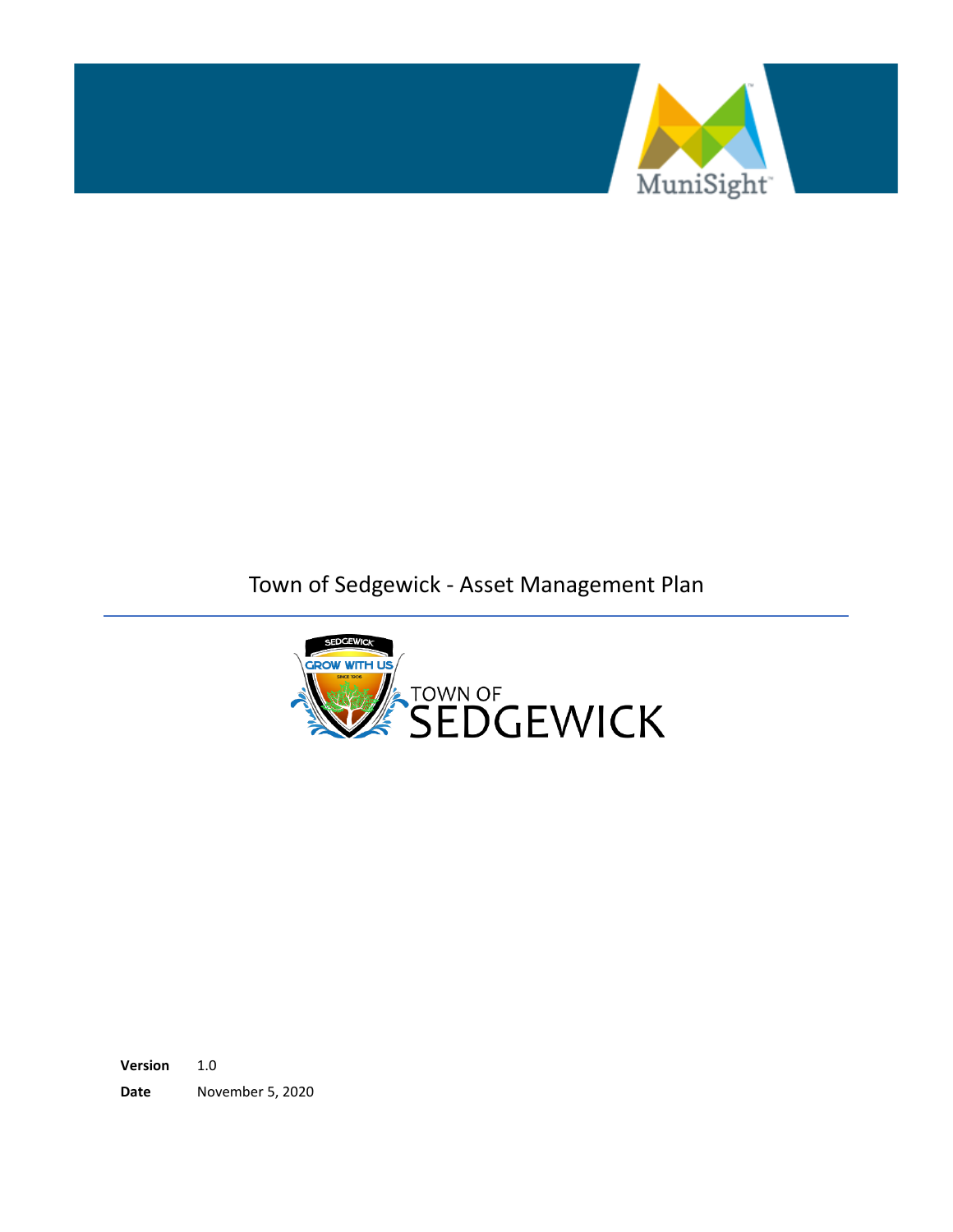# Town of Sedgewick - Asset Management Plan

**Version** 1.0

**Date** November 5, 2020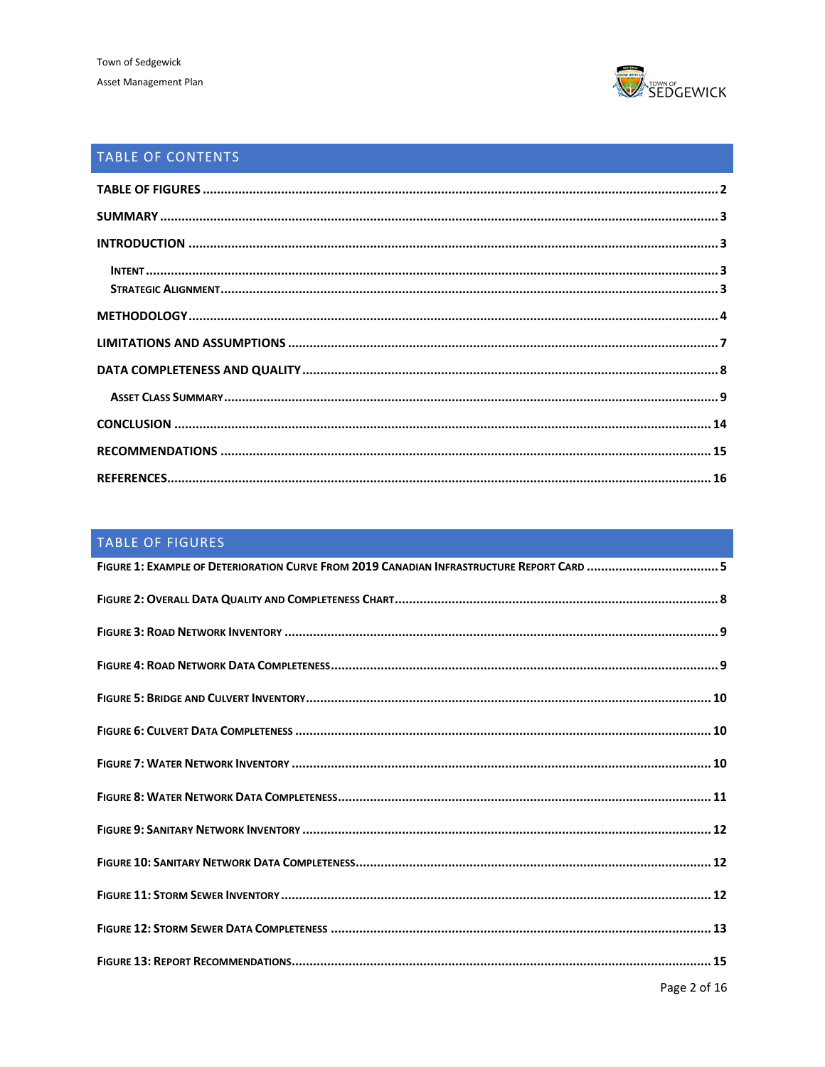## TABLE OF CONTENTS

- TABLE OF FIGURES ........ 2
- SUMMARY ........ 3
- INTRODUCTION ........ 3
  - Intent ........ 3
  - Strategic Alignment ........ 3
- METHODOLOGY ........ 4
- LIMITATIONS AND ASSUMPTIONS ........ 7
- DATA COMPLETENESS AND QUALITY ........ 8
  - Asset Class Summary ........ 9
- CONCLUSION ........ 14
- RECOMMENDATIONS ........ 15
- REFERENCES ........ 16

## TABLE OF FIGURES

- Figure 1: Example of Deterioration Curve From 2019 Canadian Infrastructure Report Card ........ 5
- Figure 2: Overall Data Quality and Completeness Chart ........ 8
- Figure 3: Road Network Inventory ........ 9
- Figure 4: Road Network Data Completeness ........ 9
- Figure 5: Bridge and Culvert Inventory ........ 10
- Figure 6: Culvert Data Completeness ........ 10
- Figure 7: Water Network Inventory ........ 10
- Figure 8: Water Network Data Completeness ........ 11
- Figure 9: Sanitary Network Inventory ........ 12
- Figure 10: Sanitary Network Data Completeness ........ 12
- Figure 11: Storm Sewer Inventory ........ 12
- Figure 12: Storm Sewer Data Completeness ........ 13
- Figure 13: Report Recommendations ........ 15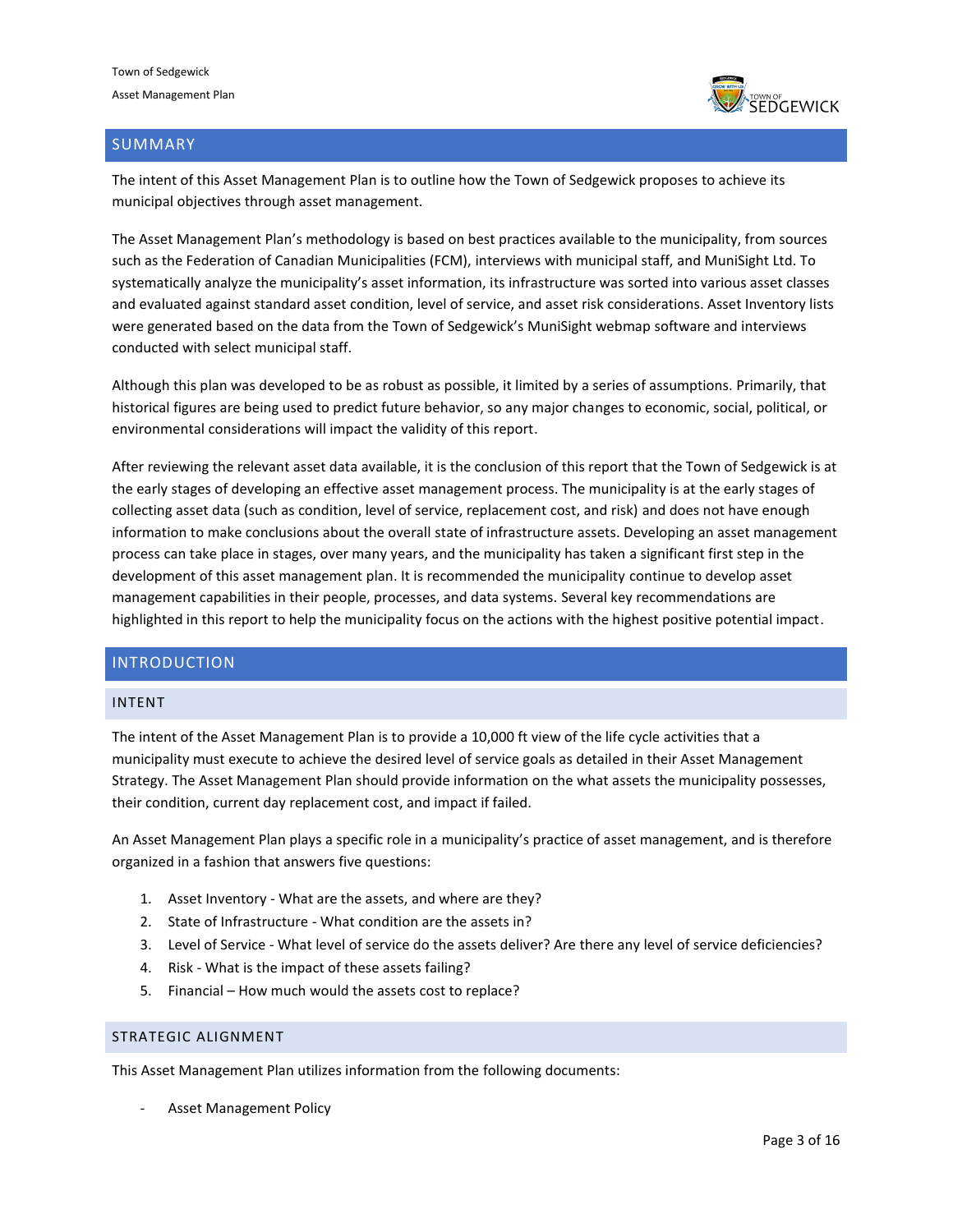## SUMMARY

The intent of this Asset Management Plan is to outline how the Town of Sedgewick proposes to achieve its municipal objectives through asset management.

The Asset Management Plan's methodology is based on best practices available to the municipality, from sources such as the Federation of Canadian Municipalities (FCM), interviews with municipal staff, and MuniSight Ltd. To systematically analyze the municipality's asset information, its infrastructure was sorted into various asset classes and evaluated against standard asset condition, level of service, and asset risk considerations. Asset Inventory lists were generated based on the data from the Town of Sedgewick's MuniSight webmap software and interviews conducted with select municipal staff.

Although this plan was developed to be as robust as possible, it limited by a series of assumptions. Primarily, that historical figures are being used to predict future behavior, so any major changes to economic, social, political, or environmental considerations will impact the validity of this report.

After reviewing the relevant asset data available, it is the conclusion of this report that the Town of Sedgewick is at the early stages of developing an effective asset management process. The municipality is at the early stages of collecting asset data (such as condition, level of service, replacement cost, and risk) and does not have enough information to make conclusions about the overall state of infrastructure assets. Developing an asset management process can take place in stages, over many years, and the municipality has taken a significant first step in the development of this asset management plan. It is recommended the municipality continue to develop asset management capabilities in their people, processes, and data systems. Several key recommendations are highlighted in this report to help the municipality focus on the actions with the highest positive potential impact.

## INTRODUCTION

### INTENT

The intent of the Asset Management Plan is to provide a 10,000 ft view of the life cycle activities that a municipality must execute to achieve the desired level of service goals as detailed in their Asset Management Strategy. The Asset Management Plan should provide information on the what assets the municipality possesses, their condition, current day replacement cost, and impact if failed.

An Asset Management Plan plays a specific role in a municipality's practice of asset management, and is therefore organized in a fashion that answers five questions:

1. Asset Inventory - What are the assets, and where are they?
2. State of Infrastructure - What condition are the assets in?
3. Level of Service - What level of service do the assets deliver? Are there any level of service deficiencies?
4. Risk - What is the impact of these assets failing?
5. Financial – How much would the assets cost to replace?

### STRATEGIC ALIGNMENT

This Asset Management Plan utilizes information from the following documents:

- Asset Management Policy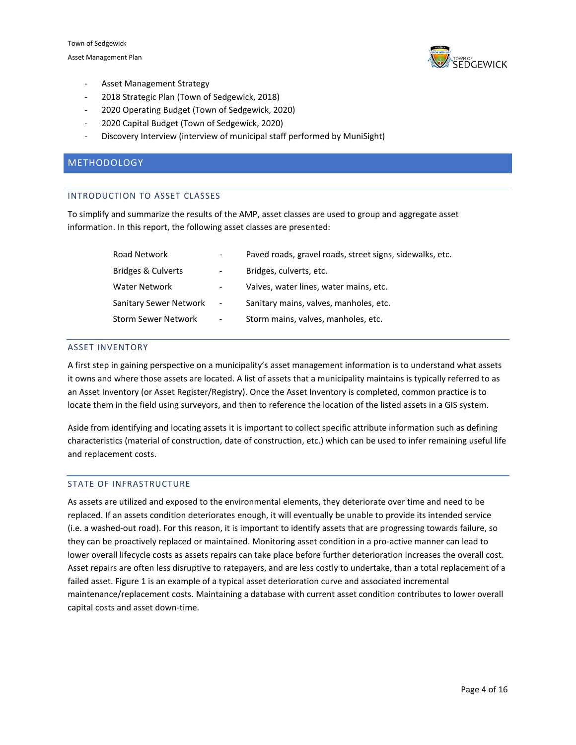- Asset Management Strategy
- 2018 Strategic Plan (Town of Sedgewick, 2018)
- 2020 Operating Budget (Town of Sedgewick, 2020)
- 2020 Capital Budget (Town of Sedgewick, 2020)
- Discovery Interview (interview of municipal staff performed by MuniSight)

# METHODOLOGY

## INTRODUCTION TO ASSET CLASSES

To simplify and summarize the results of the AMP, asset classes are used to group and aggregate asset information. In this report, the following asset classes are presented:

| | | |
|---|---|---|
| Road Network | - | Paved roads, gravel roads, street signs, sidewalks, etc. |
| Bridges & Culverts | - | Bridges, culverts, etc. |
| Water Network | - | Valves, water lines, water mains, etc. |
| Sanitary Sewer Network | - | Sanitary mains, valves, manholes, etc. |
| Storm Sewer Network | - | Storm mains, valves, manholes, etc. |

## ASSET INVENTORY

A first step in gaining perspective on a municipality's asset management information is to understand what assets it owns and where those assets are located. A list of assets that a municipality maintains is typically referred to as an Asset Inventory (or Asset Register/Registry). Once the Asset Inventory is completed, common practice is to locate them in the field using surveyors, and then to reference the location of the listed assets in a GIS system.

Aside from identifying and locating assets it is important to collect specific attribute information such as defining characteristics (material of construction, date of construction, etc.) which can be used to infer remaining useful life and replacement costs.

## STATE OF INFRASTRUCTURE

As assets are utilized and exposed to the environmental elements, they deteriorate over time and need to be replaced. If an assets condition deteriorates enough, it will eventually be unable to provide its intended service (i.e. a washed-out road). For this reason, it is important to identify assets that are progressing towards failure, so they can be proactively replaced or maintained. Monitoring asset condition in a pro-active manner can lead to lower overall lifecycle costs as assets repairs can take place before further deterioration increases the overall cost. Asset repairs are often less disruptive to ratepayers, and are less costly to undertake, than a total replacement of a failed asset. Figure 1 is an example of a typical asset deterioration curve and associated incremental maintenance/replacement costs. Maintaining a database with current asset condition contributes to lower overall capital costs and asset down-time.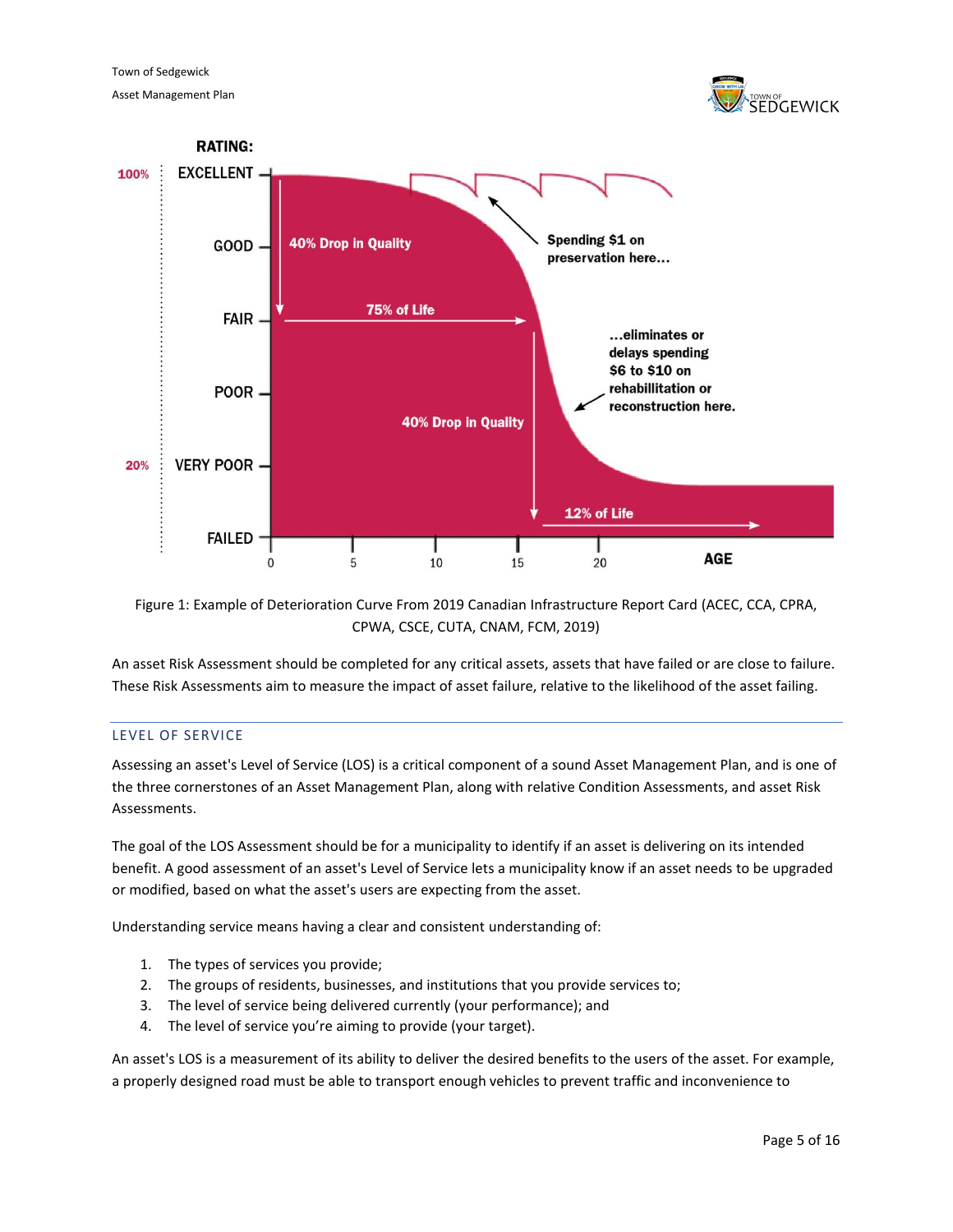Figure 1: Example of Deterioration Curve From 2019 Canadian Infrastructure Report Card (ACEC, CCA, CPRA, CPWA, CSCE, CUTA, CNAM, FCM, 2019)

An asset Risk Assessment should be completed for any critical assets, assets that have failed or are close to failure. These Risk Assessments aim to measure the impact of asset failure, relative to the likelihood of the asset failing.

## LEVEL OF SERVICE

Assessing an asset's Level of Service (LOS) is a critical component of a sound Asset Management Plan, and is one of the three cornerstones of an Asset Management Plan, along with relative Condition Assessments, and asset Risk Assessments.

The goal of the LOS Assessment should be for a municipality to identify if an asset is delivering on its intended benefit. A good assessment of an asset's Level of Service lets a municipality know if an asset needs to be upgraded or modified, based on what the asset's users are expecting from the asset.

Understanding service means having a clear and consistent understanding of:

1. The types of services you provide;
2. The groups of residents, businesses, and institutions that you provide services to;
3. The level of service being delivered currently (your performance); and
4. The level of service you're aiming to provide (your target).

An asset's LOS is a measurement of its ability to deliver the desired benefits to the users of the asset. For example, a properly designed road must be able to transport enough vehicles to prevent traffic and inconvenience to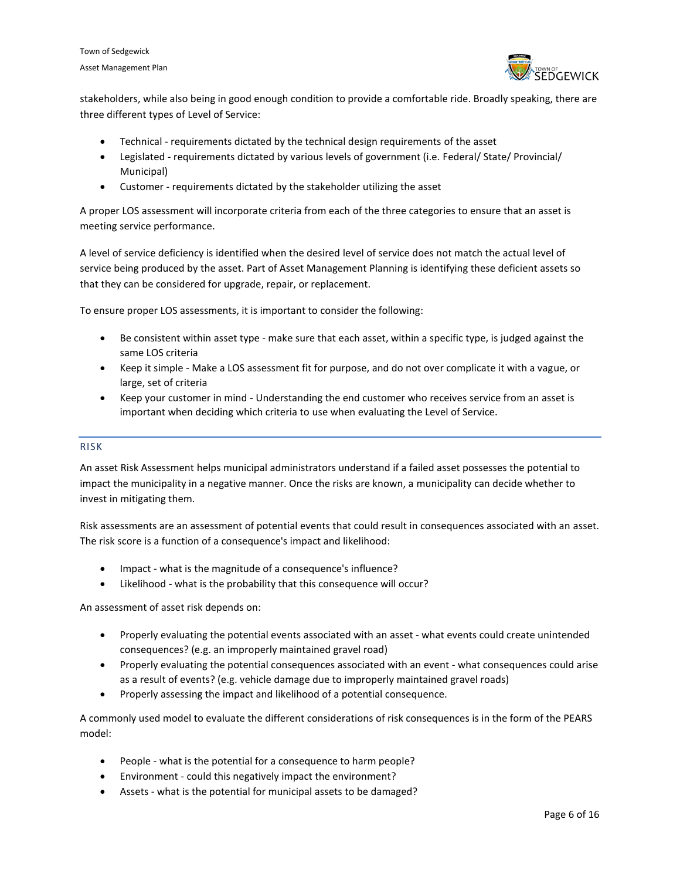stakeholders, while also being in good enough condition to provide a comfortable ride. Broadly speaking, there are three different types of Level of Service:

- Technical - requirements dictated by the technical design requirements of the asset
- Legislated - requirements dictated by various levels of government (i.e. Federal/ State/ Provincial/ Municipal)
- Customer - requirements dictated by the stakeholder utilizing the asset

A proper LOS assessment will incorporate criteria from each of the three categories to ensure that an asset is meeting service performance.

A level of service deficiency is identified when the desired level of service does not match the actual level of service being produced by the asset. Part of Asset Management Planning is identifying these deficient assets so that they can be considered for upgrade, repair, or replacement.

To ensure proper LOS assessments, it is important to consider the following:

- Be consistent within asset type - make sure that each asset, within a specific type, is judged against the same LOS criteria
- Keep it simple - Make a LOS assessment fit for purpose, and do not over complicate it with a vague, or large, set of criteria
- Keep your customer in mind - Understanding the end customer who receives service from an asset is important when deciding which criteria to use when evaluating the Level of Service.

## RISK

An asset Risk Assessment helps municipal administrators understand if a failed asset possesses the potential to impact the municipality in a negative manner. Once the risks are known, a municipality can decide whether to invest in mitigating them.

Risk assessments are an assessment of potential events that could result in consequences associated with an asset. The risk score is a function of a consequence's impact and likelihood:

- Impact - what is the magnitude of a consequence's influence?
- Likelihood - what is the probability that this consequence will occur?

An assessment of asset risk depends on:

- Properly evaluating the potential events associated with an asset - what events could create unintended consequences? (e.g. an improperly maintained gravel road)
- Properly evaluating the potential consequences associated with an event - what consequences could arise as a result of events? (e.g. vehicle damage due to improperly maintained gravel roads)
- Properly assessing the impact and likelihood of a potential consequence.

A commonly used model to evaluate the different considerations of risk consequences is in the form of the PEARS model:

- People - what is the potential for a consequence to harm people?
- Environment - could this negatively impact the environment?
- Assets - what is the potential for municipal assets to be damaged?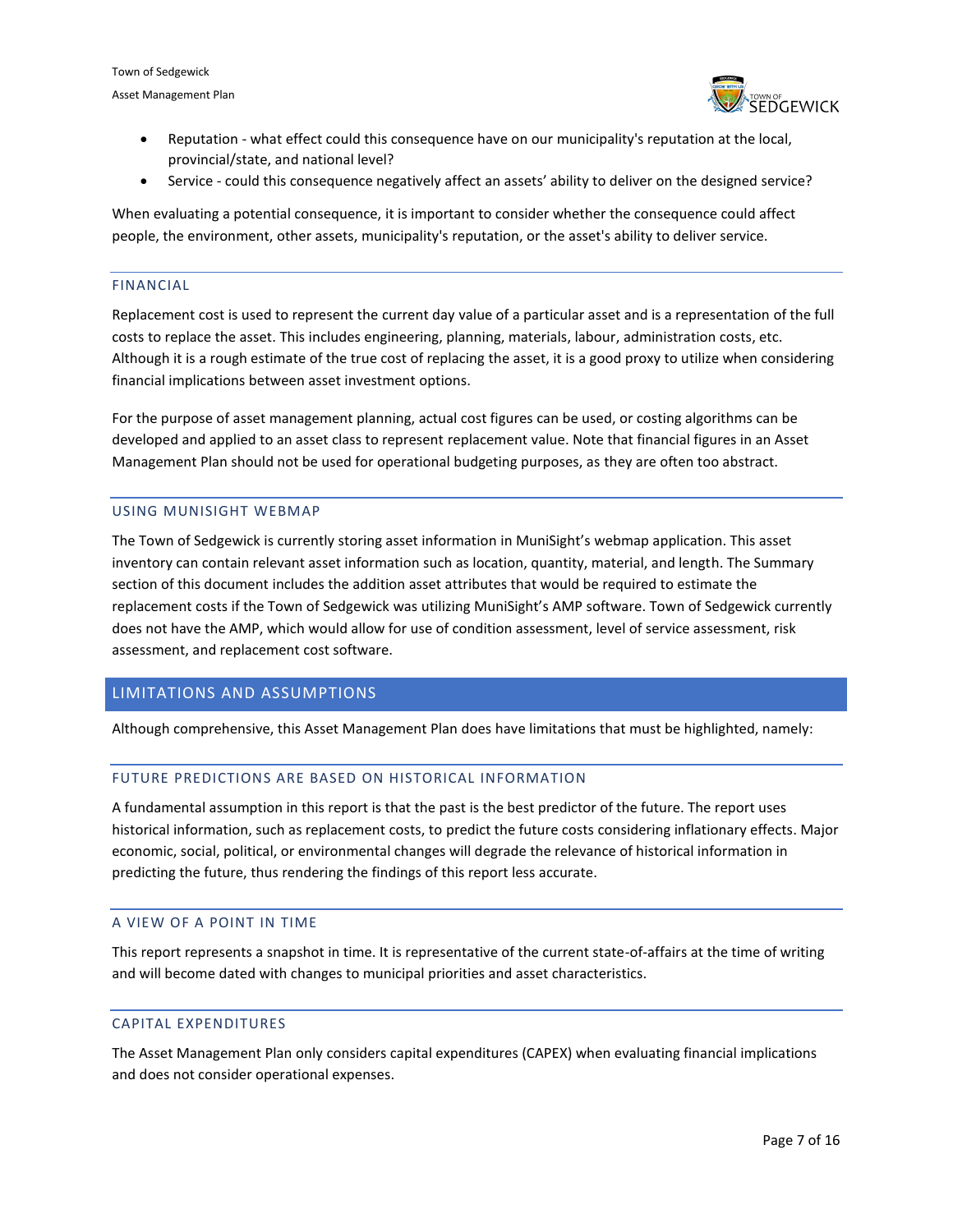- Reputation - what effect could this consequence have on our municipality's reputation at the local, provincial/state, and national level?
- Service - could this consequence negatively affect an assets' ability to deliver on the designed service?

When evaluating a potential consequence, it is important to consider whether the consequence could affect people, the environment, other assets, municipality's reputation, or the asset's ability to deliver service.

### FINANCIAL

Replacement cost is used to represent the current day value of a particular asset and is a representation of the full costs to replace the asset. This includes engineering, planning, materials, labour, administration costs, etc. Although it is a rough estimate of the true cost of replacing the asset, it is a good proxy to utilize when considering financial implications between asset investment options.

For the purpose of asset management planning, actual cost figures can be used, or costing algorithms can be developed and applied to an asset class to represent replacement value. Note that financial figures in an Asset Management Plan should not be used for operational budgeting purposes, as they are often too abstract.

### USING MUNISIGHT WEBMAP

The Town of Sedgewick is currently storing asset information in MuniSight's webmap application. This asset inventory can contain relevant asset information such as location, quantity, material, and length. The Summary section of this document includes the addition asset attributes that would be required to estimate the replacement costs if the Town of Sedgewick was utilizing MuniSight's AMP software. Town of Sedgewick currently does not have the AMP, which would allow for use of condition assessment, level of service assessment, risk assessment, and replacement cost software.

## LIMITATIONS AND ASSUMPTIONS

Although comprehensive, this Asset Management Plan does have limitations that must be highlighted, namely:

### FUTURE PREDICTIONS ARE BASED ON HISTORICAL INFORMATION

A fundamental assumption in this report is that the past is the best predictor of the future. The report uses historical information, such as replacement costs, to predict the future costs considering inflationary effects. Major economic, social, political, or environmental changes will degrade the relevance of historical information in predicting the future, thus rendering the findings of this report less accurate.

### A VIEW OF A POINT IN TIME

This report represents a snapshot in time. It is representative of the current state-of-affairs at the time of writing and will become dated with changes to municipal priorities and asset characteristics.

### CAPITAL EXPENDITURES

The Asset Management Plan only considers capital expenditures (CAPEX) when evaluating financial implications and does not consider operational expenses.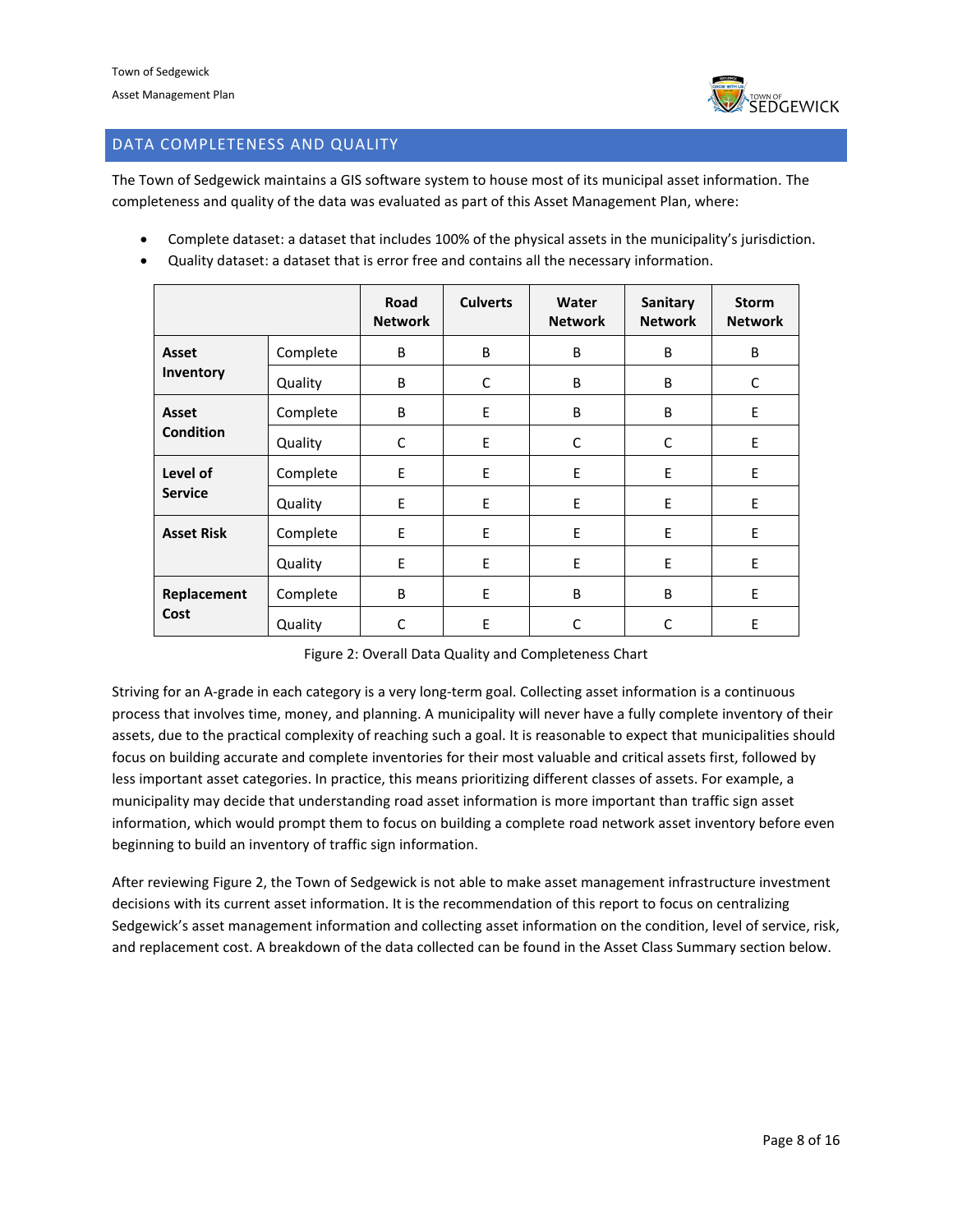## DATA COMPLETENESS AND QUALITY

The Town of Sedgewick maintains a GIS software system to house most of its municipal asset information. The completeness and quality of the data was evaluated as part of this Asset Management Plan, where:

- Complete dataset: a dataset that includes 100% of the physical assets in the municipality's jurisdiction.
- Quality dataset: a dataset that is error free and contains all the necessary information.

| | | Road Network | Culverts | Water Network | Sanitary Network | Storm Network |
|---|---|---|---|---|---|---|
| **Asset Inventory** | Complete | B | B | B | B | B |
| | Quality | B | C | B | B | C |
| **Asset Condition** | Complete | B | E | B | B | E |
| | Quality | C | E | C | C | E |
| **Level of Service** | Complete | E | E | E | E | E |
| | Quality | E | E | E | E | E |
| **Asset Risk** | Complete | E | E | E | E | E |
| | Quality | E | E | E | E | E |
| **Replacement Cost** | Complete | B | E | B | B | E |
| | Quality | C | E | C | C | E |

Figure 2: Overall Data Quality and Completeness Chart

Striving for an A-grade in each category is a very long-term goal. Collecting asset information is a continuous process that involves time, money, and planning. A municipality will never have a fully complete inventory of their assets, due to the practical complexity of reaching such a goal. It is reasonable to expect that municipalities should focus on building accurate and complete inventories for their most valuable and critical assets first, followed by less important asset categories. In practice, this means prioritizing different classes of assets. For example, a municipality may decide that understanding road asset information is more important than traffic sign asset information, which would prompt them to focus on building a complete road network asset inventory before even beginning to build an inventory of traffic sign information.

After reviewing Figure 2, the Town of Sedgewick is not able to make asset management infrastructure investment decisions with its current asset information. It is the recommendation of this report to focus on centralizing Sedgewick's asset management information and collecting asset information on the condition, level of service, risk, and replacement cost. A breakdown of the data collected can be found in the Asset Class Summary section below.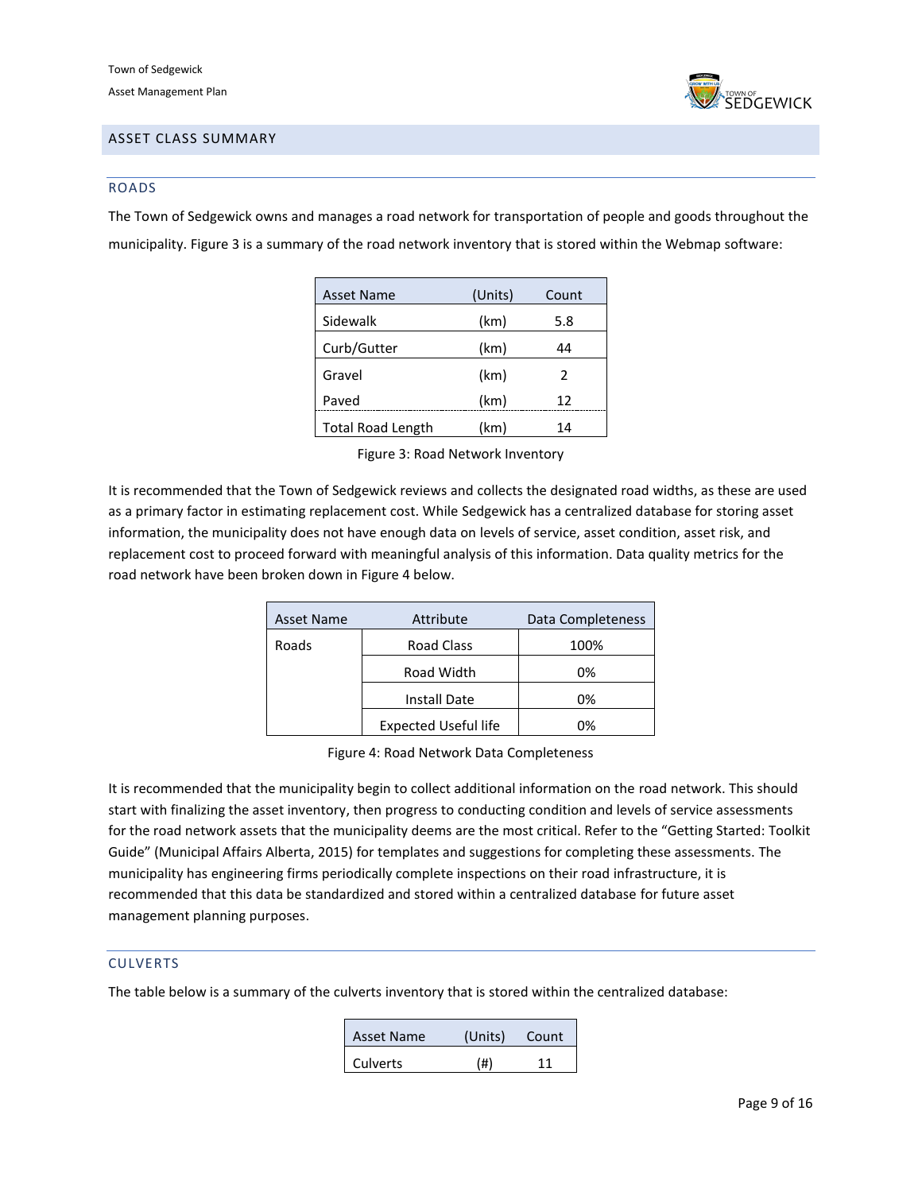## ASSET CLASS SUMMARY

### ROADS

The Town of Sedgewick owns and manages a road network for transportation of people and goods throughout the municipality. Figure 3 is a summary of the road network inventory that is stored within the Webmap software:

| Asset Name | (Units) | Count |
|---|---|---|
| Sidewalk | (km) | 5.8 |
| Curb/Gutter | (km) | 44 |
| Gravel | (km) | 2 |
| Paved | (km) | 12 |
| Total Road Length | (km) | 14 |

Figure 3: Road Network Inventory

It is recommended that the Town of Sedgewick reviews and collects the designated road widths, as these are used as a primary factor in estimating replacement cost. While Sedgewick has a centralized database for storing asset information, the municipality does not have enough data on levels of service, asset condition, asset risk, and replacement cost to proceed forward with meaningful analysis of this information. Data quality metrics for the road network have been broken down in Figure 4 below.

| Asset Name | Attribute | Data Completeness |
|---|---|---|
| Roads | Road Class | 100% |
| | Road Width | 0% |
| | Install Date | 0% |
| | Expected Useful life | 0% |

Figure 4: Road Network Data Completeness

It is recommended that the municipality begin to collect additional information on the road network. This should start with finalizing the asset inventory, then progress to conducting condition and levels of service assessments for the road network assets that the municipality deems are the most critical. Refer to the "Getting Started: Toolkit Guide" (Municipal Affairs Alberta, 2015) for templates and suggestions for completing these assessments. The municipality has engineering firms periodically complete inspections on their road infrastructure, it is recommended that this data be standardized and stored within a centralized database for future asset management planning purposes.

### CULVERTS

The table below is a summary of the culverts inventory that is stored within the centralized database:

| Asset Name | (Units) | Count |
|---|---|---|
| Culverts | (#) | 11 |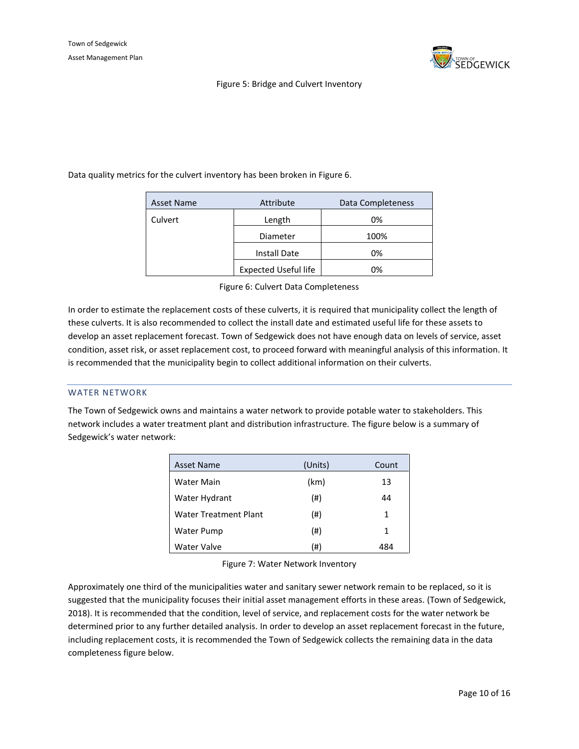Figure 5: Bridge and Culvert Inventory

Data quality metrics for the culvert inventory has been broken in Figure 6.

| Asset Name | Attribute | Data Completeness |
| --- | --- | --- |
| Culvert | Length | 0% |
| | Diameter | 100% |
| | Install Date | 0% |
| | Expected Useful life | 0% |

Figure 6: Culvert Data Completeness

In order to estimate the replacement costs of these culverts, it is required that municipality collect the length of these culverts. It is also recommended to collect the install date and estimated useful life for these assets to develop an asset replacement forecast. Town of Sedgewick does not have enough data on levels of service, asset condition, asset risk, or asset replacement cost, to proceed forward with meaningful analysis of this information. It is recommended that the municipality begin to collect additional information on their culverts.

## WATER NETWORK

The Town of Sedgewick owns and maintains a water network to provide potable water to stakeholders. This network includes a water treatment plant and distribution infrastructure. The figure below is a summary of Sedgewick's water network:

| Asset Name | (Units) | Count |
| --- | --- | --- |
| Water Main | (km) | 13 |
| Water Hydrant | (#) | 44 |
| Water Treatment Plant | (#) | 1 |
| Water Pump | (#) | 1 |
| Water Valve | (#) | 484 |

Figure 7: Water Network Inventory

Approximately one third of the municipalities water and sanitary sewer network remain to be replaced, so it is suggested that the municipality focuses their initial asset management efforts in these areas. (Town of Sedgewick, 2018). It is recommended that the condition, level of service, and replacement costs for the water network be determined prior to any further detailed analysis. In order to develop an asset replacement forecast in the future, including replacement costs, it is recommended the Town of Sedgewick collects the remaining data in the data completeness figure below.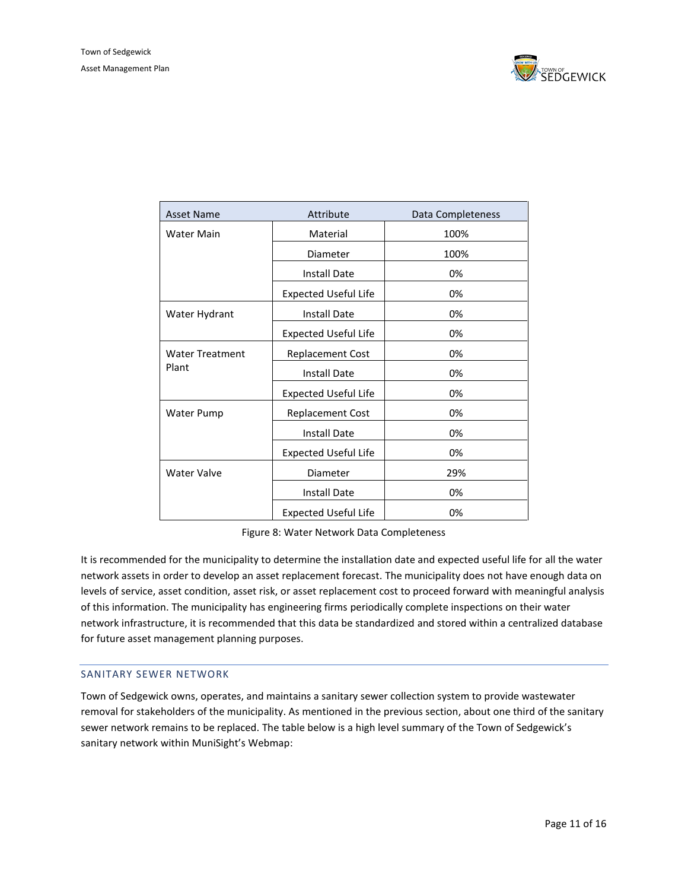| Asset Name | Attribute | Data Completeness |
| --- | --- | --- |
| Water Main | Material | 100% |
| | Diameter | 100% |
| | Install Date | 0% |
| | Expected Useful Life | 0% |
| Water Hydrant | Install Date | 0% |
| | Expected Useful Life | 0% |
| Water Treatment Plant | Replacement Cost | 0% |
| | Install Date | 0% |
| | Expected Useful Life | 0% |
| Water Pump | Replacement Cost | 0% |
| | Install Date | 0% |
| | Expected Useful Life | 0% |
| Water Valve | Diameter | 29% |
| | Install Date | 0% |
| | Expected Useful Life | 0% |

Figure 8: Water Network Data Completeness

It is recommended for the municipality to determine the installation date and expected useful life for all the water network assets in order to develop an asset replacement forecast. The municipality does not have enough data on levels of service, asset condition, asset risk, or asset replacement cost to proceed forward with meaningful analysis of this information. The municipality has engineering firms periodically complete inspections on their water network infrastructure, it is recommended that this data be standardized and stored within a centralized database for future asset management planning purposes.

## SANITARY SEWER NETWORK

Town of Sedgewick owns, operates, and maintains a sanitary sewer collection system to provide wastewater removal for stakeholders of the municipality. As mentioned in the previous section, about one third of the sanitary sewer network remains to be replaced. The table below is a high level summary of the Town of Sedgewick's sanitary network within MuniSight's Webmap: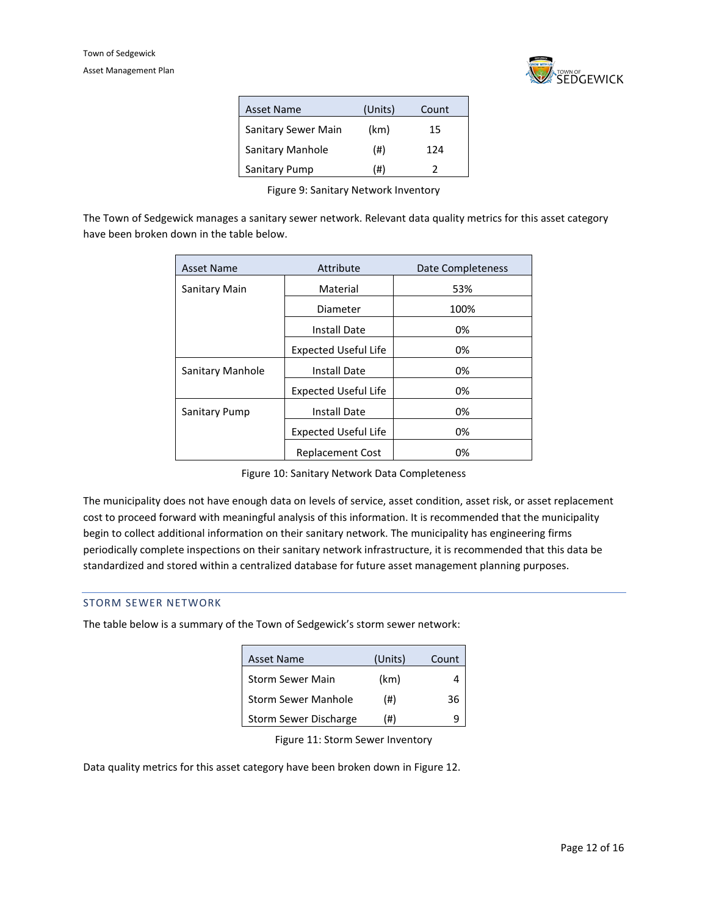| Asset Name | (Units) | Count |
|---|---|---|
| Sanitary Sewer Main | (km) | 15 |
| Sanitary Manhole | (#) | 124 |
| Sanitary Pump | (#) | 2 |

Figure 9: Sanitary Network Inventory

The Town of Sedgewick manages a sanitary sewer network. Relevant data quality metrics for this asset category have been broken down in the table below.

| Asset Name | Attribute | Date Completeness |
|---|---|---|
| Sanitary Main | Material | 53% |
| | Diameter | 100% |
| | Install Date | 0% |
| | Expected Useful Life | 0% |
| Sanitary Manhole | Install Date | 0% |
| | Expected Useful Life | 0% |
| Sanitary Pump | Install Date | 0% |
| | Expected Useful Life | 0% |
| | Replacement Cost | 0% |

Figure 10: Sanitary Network Data Completeness

The municipality does not have enough data on levels of service, asset condition, asset risk, or asset replacement cost to proceed forward with meaningful analysis of this information. It is recommended that the municipality begin to collect additional information on their sanitary network. The municipality has engineering firms periodically complete inspections on their sanitary network infrastructure, it is recommended that this data be standardized and stored within a centralized database for future asset management planning purposes.

## STORM SEWER NETWORK

The table below is a summary of the Town of Sedgewick's storm sewer network:

| Asset Name | (Units) | Count |
|---|---|---|
| Storm Sewer Main | (km) | 4 |
| Storm Sewer Manhole | (#) | 36 |
| Storm Sewer Discharge | (#) | 9 |

Figure 11: Storm Sewer Inventory

Data quality metrics for this asset category have been broken down in Figure 12.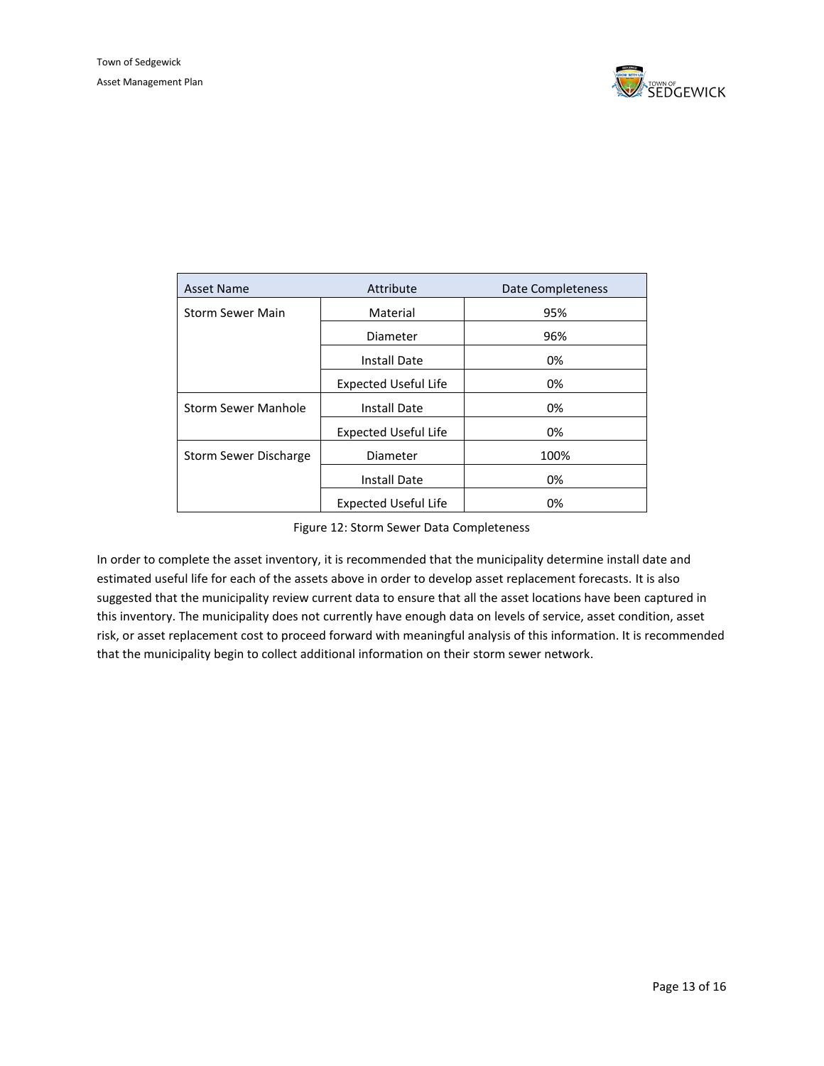| Asset Name | Attribute | Date Completeness |
| --- | --- | --- |
| Storm Sewer Main | Material | 95% |
| | Diameter | 96% |
| | Install Date | 0% |
| | Expected Useful Life | 0% |
| Storm Sewer Manhole | Install Date | 0% |
| | Expected Useful Life | 0% |
| Storm Sewer Discharge | Diameter | 100% |
| | Install Date | 0% |
| | Expected Useful Life | 0% |

Figure 12: Storm Sewer Data Completeness

In order to complete the asset inventory, it is recommended that the municipality determine install date and estimated useful life for each of the assets above in order to develop asset replacement forecasts. It is also suggested that the municipality review current data to ensure that all the asset locations have been captured in this inventory. The municipality does not currently have enough data on levels of service, asset condition, asset risk, or asset replacement cost to proceed forward with meaningful analysis of this information. It is recommended that the municipality begin to collect additional information on their storm sewer network.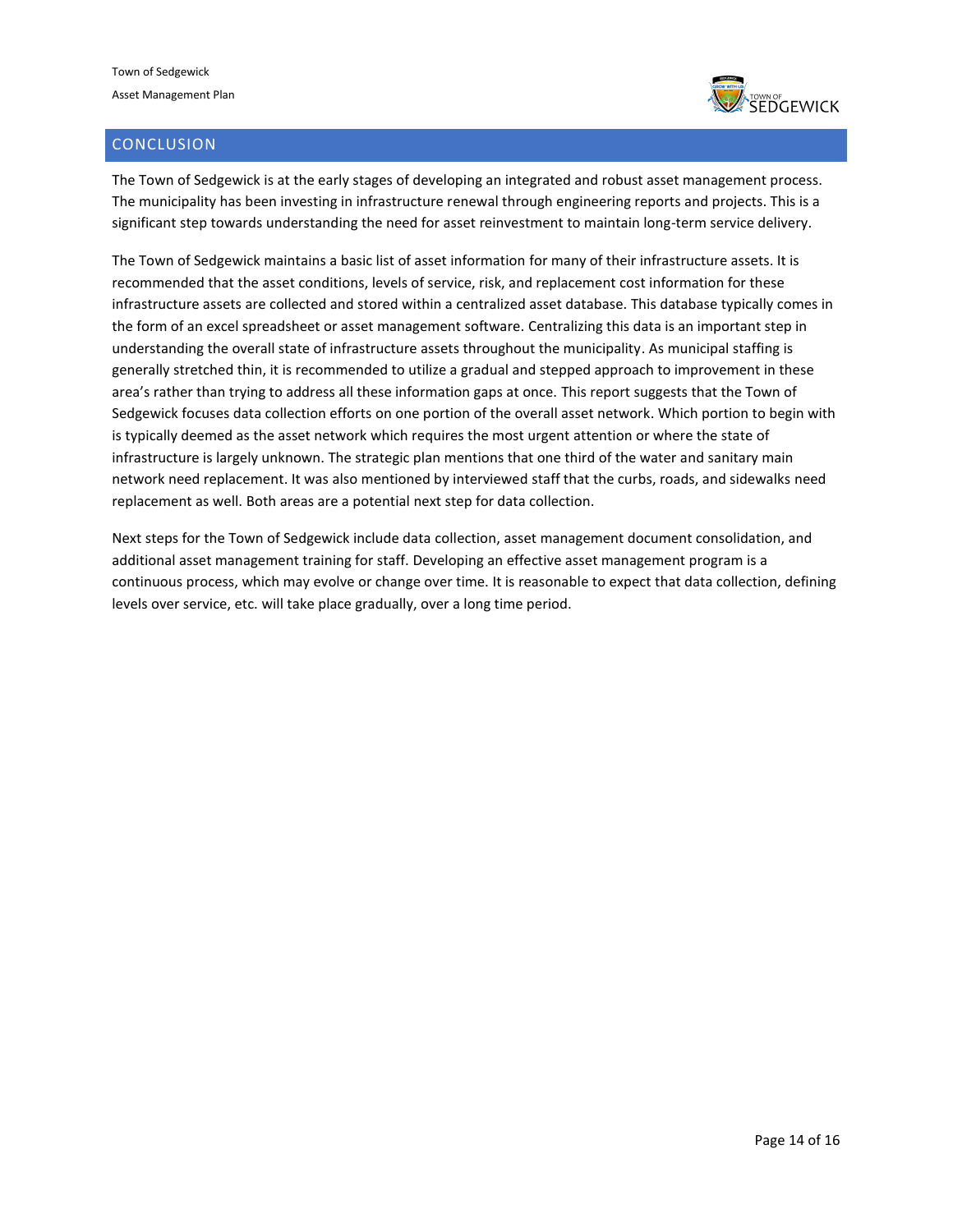## CONCLUSION

The Town of Sedgewick is at the early stages of developing an integrated and robust asset management process. The municipality has been investing in infrastructure renewal through engineering reports and projects. This is a significant step towards understanding the need for asset reinvestment to maintain long-term service delivery.

The Town of Sedgewick maintains a basic list of asset information for many of their infrastructure assets. It is recommended that the asset conditions, levels of service, risk, and replacement cost information for these infrastructure assets are collected and stored within a centralized asset database. This database typically comes in the form of an excel spreadsheet or asset management software. Centralizing this data is an important step in understanding the overall state of infrastructure assets throughout the municipality. As municipal staffing is generally stretched thin, it is recommended to utilize a gradual and stepped approach to improvement in these area's rather than trying to address all these information gaps at once. This report suggests that the Town of Sedgewick focuses data collection efforts on one portion of the overall asset network. Which portion to begin with is typically deemed as the asset network which requires the most urgent attention or where the state of infrastructure is largely unknown. The strategic plan mentions that one third of the water and sanitary main network need replacement. It was also mentioned by interviewed staff that the curbs, roads, and sidewalks need replacement as well. Both areas are a potential next step for data collection.

Next steps for the Town of Sedgewick include data collection, asset management document consolidation, and additional asset management training for staff. Developing an effective asset management program is a continuous process, which may evolve or change over time. It is reasonable to expect that data collection, defining levels over service, etc. will take place gradually, over a long time period.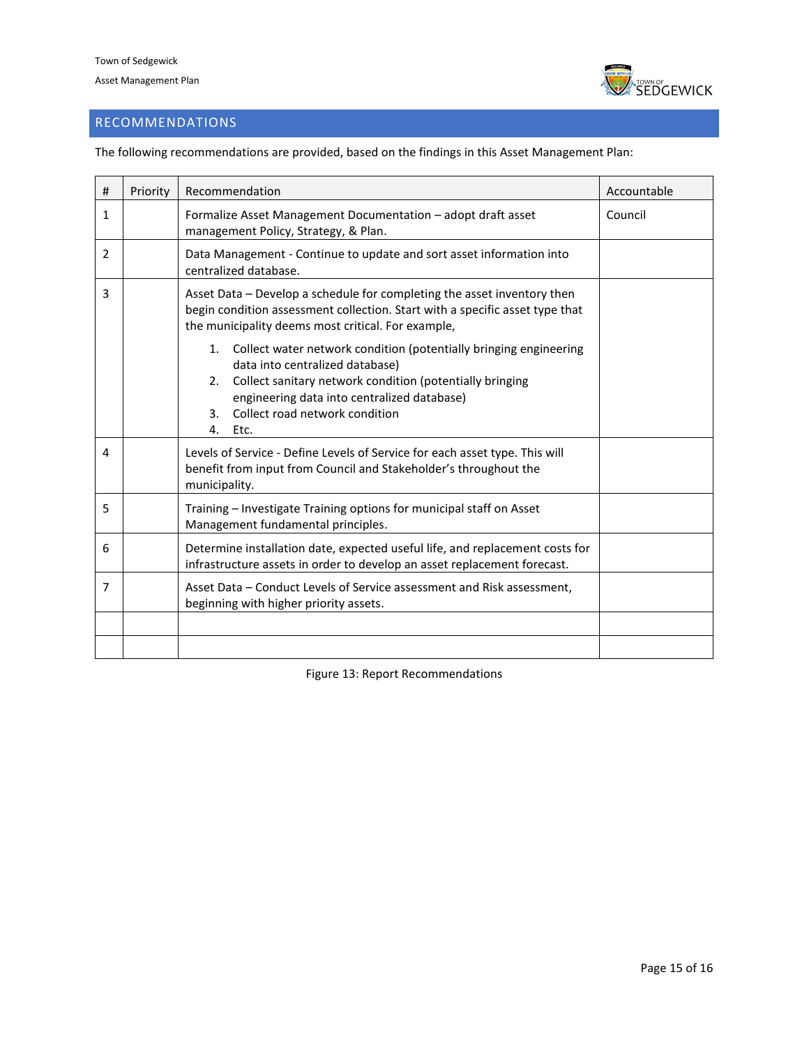## RECOMMENDATIONS

The following recommendations are provided, based on the findings in this Asset Management Plan:

| # | Priority | Recommendation | Accountable |
|---|---|---|---|
| 1 | | Formalize Asset Management Documentation – adopt draft asset management Policy, Strategy, & Plan. | Council |
| 2 | | Data Management - Continue to update and sort asset information into centralized database. | |
| 3 | | Asset Data – Develop a schedule for completing the asset inventory then begin condition assessment collection. Start with a specific asset type that the municipality deems most critical. For example, <br> 1. Collect water network condition (potentially bringing engineering data into centralized database) <br> 2. Collect sanitary network condition (potentially bringing engineering data into centralized database) <br> 3. Collect road network condition <br> 4. Etc. | |
| 4 | | Levels of Service - Define Levels of Service for each asset type. This will benefit from input from Council and Stakeholder's throughout the municipality. | |
| 5 | | Training – Investigate Training options for municipal staff on Asset Management fundamental principles. | |
| 6 | | Determine installation date, expected useful life, and replacement costs for infrastructure assets in order to develop an asset replacement forecast. | |
| 7 | | Asset Data – Conduct Levels of Service assessment and Risk assessment, beginning with higher priority assets. | |
| | | | |
| | | | |

Figure 13: Report Recommendations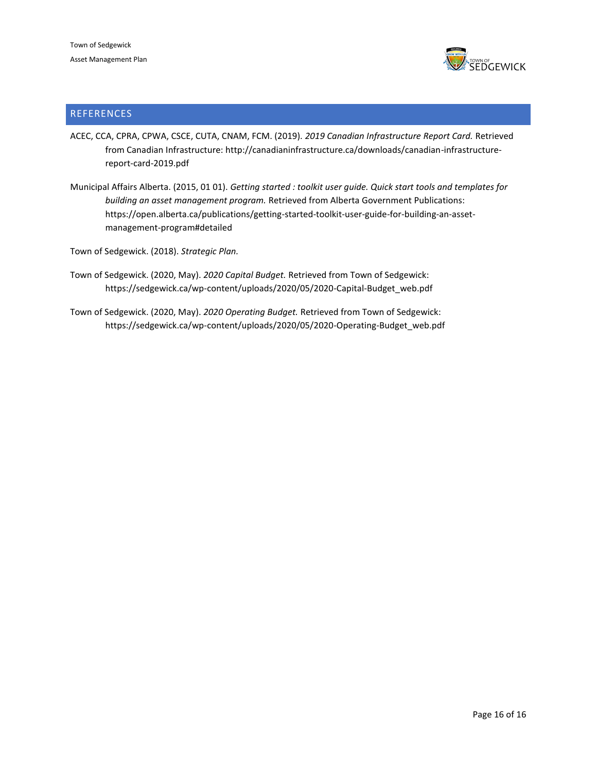## REFERENCES

ACEC, CCA, CPRA, CPWA, CSCE, CUTA, CNAM, FCM. (2019). *2019 Canadian Infrastructure Report Card.* Retrieved from Canadian Infrastructure: http://canadianinfrastructure.ca/downloads/canadian-infrastructure-report-card-2019.pdf

Municipal Affairs Alberta. (2015, 01 01). *Getting started : toolkit user guide. Quick start tools and templates for building an asset management program.* Retrieved from Alberta Government Publications: https://open.alberta.ca/publications/getting-started-toolkit-user-guide-for-building-an-asset-management-program#detailed

Town of Sedgewick. (2018). *Strategic Plan.*

Town of Sedgewick. (2020, May). *2020 Capital Budget.* Retrieved from Town of Sedgewick: https://sedgewick.ca/wp-content/uploads/2020/05/2020-Capital-Budget_web.pdf

Town of Sedgewick. (2020, May). *2020 Operating Budget.* Retrieved from Town of Sedgewick: https://sedgewick.ca/wp-content/uploads/2020/05/2020-Operating-Budget_web.pdf